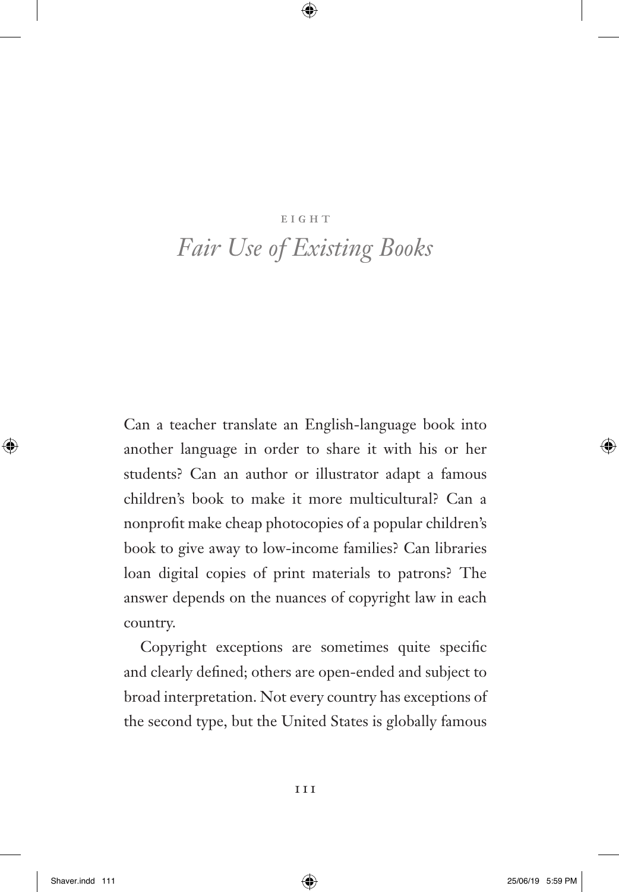EIGHT

# *Fair Use of Existing Books*

Can a teacher translate an English-language book into another language in order to share it with his or her students? Can an author or illustrator adapt a famous children's book to make it more multicultural? Can a nonprofit make cheap photocopies of a popular children's book to give away to low-income families? Can libraries loan digital copies of print materials to patrons? The answer depends on the nuances of copyright law in each country.

Copyright exceptions are sometimes quite specific and clearly defined; others are open-ended and subject to broad interpretation. Not every country has exceptions of the second type, but the United States is globally famous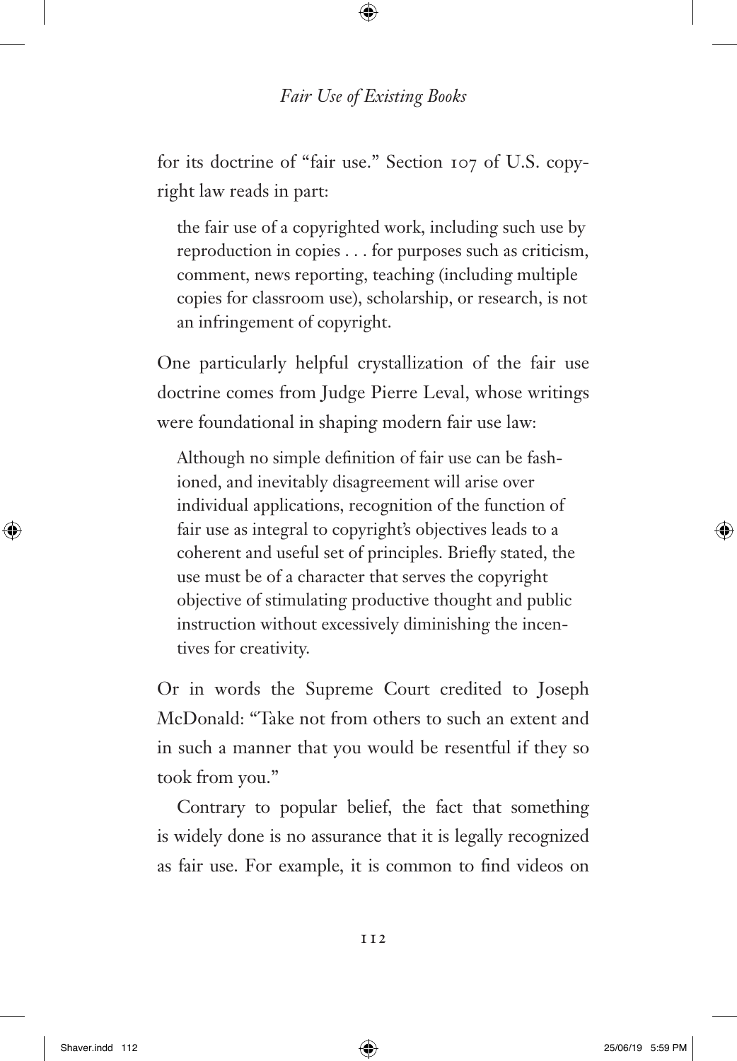for its doctrine of "fair use." Section 107 of U.S. copyright law reads in part:

> the fair use of a copyrighted work, including such use by reproduction in copies . . . for purposes such as criticism, comment, news reporting, teaching (including multiple copies for classroom use), scholarship, or research, is not an infringement of copyright.

One particularly helpful crystallization of the fair use doctrine comes from Judge Pierre Leval, whose writings were foundational in shaping modern fair use law:

> Although no simple definition of fair use can be fashioned, and inevitably disagreement will arise over individual applications, recognition of the function of fair use as integral to copyright's objectives leads to a coherent and useful set of principles. Briefly stated, the use must be of a character that serves the copyright objective of stimulating productive thought and public instruction without excessively diminishing the incentives for creativity.

Or in words the Supreme Court credited to Joseph McDonald: "Take not from others to such an extent and in such a manner that you would be resentful if they so took from you."

Contrary to popular belief, the fact that something is widely done is no assurance that it is legally recognized as fair use. For example, it is common to find videos on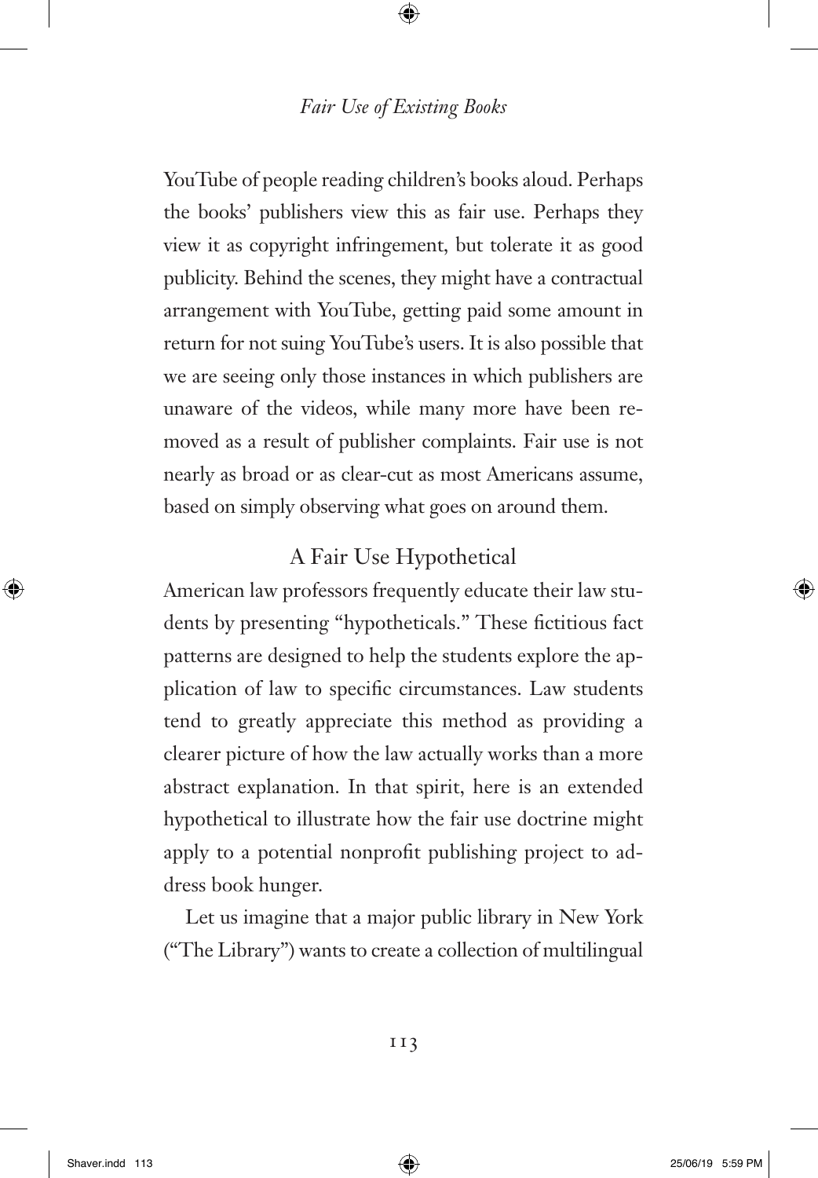YouTube of people reading children's books aloud. Perhaps the books' publishers view this as fair use. Perhaps they view it as copyright infringement, but tolerate it as good publicity. Behind the scenes, they might have a contractual arrangement with YouTube, getting paid some amount in return for not suing YouTube's users. It is also possible that we are seeing only those instances in which publishers are unaware of the videos, while many more have been removed as a result of publisher complaints. Fair use is not nearly as broad or as clear-cut as most Americans assume, based on simply observing what goes on around them.

## A Fair Use Hypothetical

American law professors frequently educate their law students by presenting "hypotheticals." These fictitious fact patterns are designed to help the students explore the application of law to specific circumstances. Law students tend to greatly appreciate this method as providing a clearer picture of how the law actually works than a more abstract explanation. In that spirit, here is an extended hypothetical to illustrate how the fair use doctrine might apply to a potential nonprofit publishing project to address book hunger.

Let us imagine that a major public library in New York ("The Library") wants to create a collection of multilingual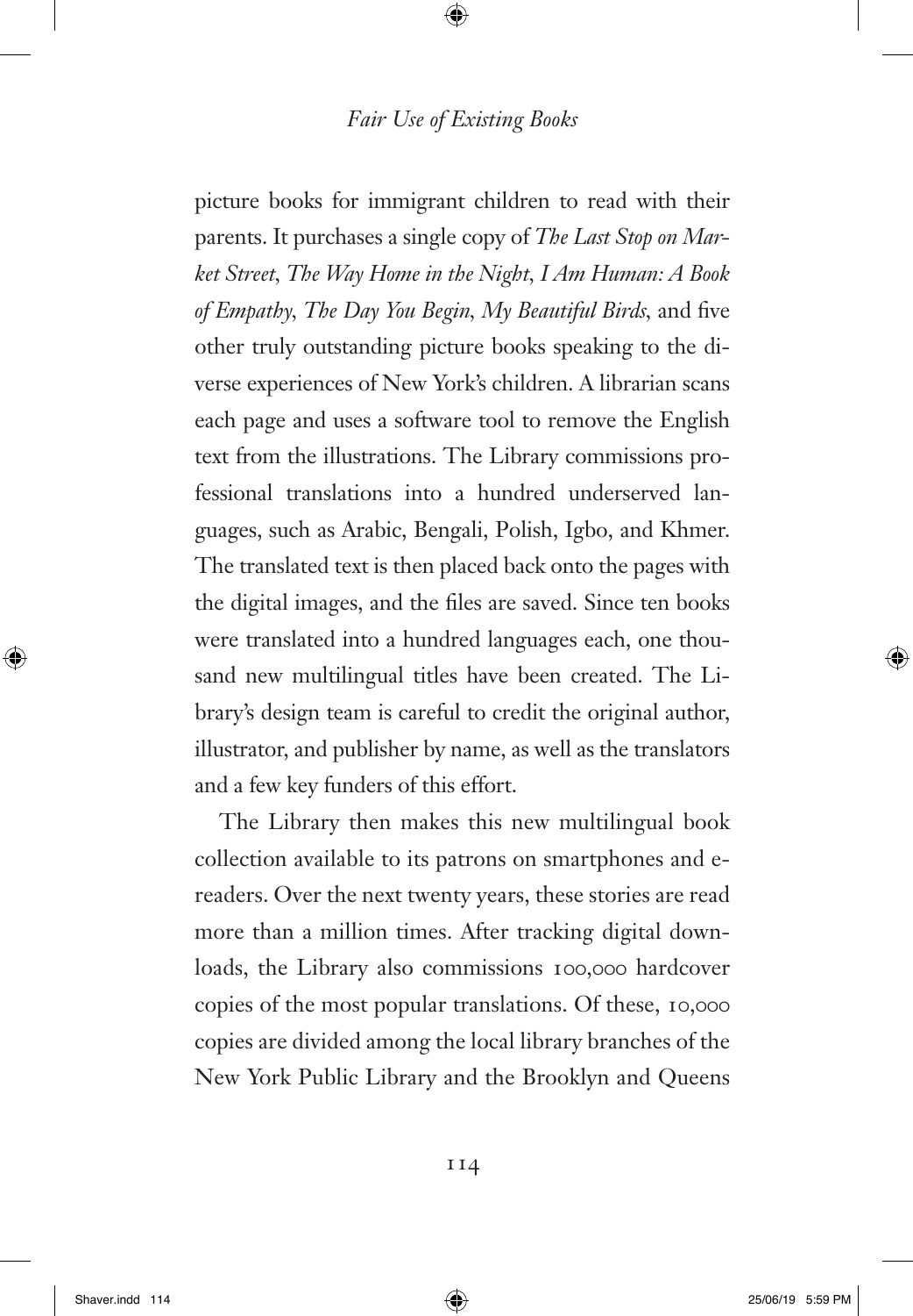picture books for immigrant children to read with their parents. It purchases a single copy of *The Last Stop on Market Street*, *The Way Home in the Night*, *I Am Human: A Book of Empathy*, *The Day You Begin*, *My Beautiful Birds*, and five other truly outstanding picture books speaking to the diverse experiences of New York's children. A librarian scans each page and uses a software tool to remove the English text from the illustrations. The Library commissions professional translations into a hundred underserved languages, such as Arabic, Bengali, Polish, Igbo, and Khmer. The translated text is then placed back onto the pages with the digital images, and the files are saved. Since ten books were translated into a hundred languages each, one thousand new multilingual titles have been created. The Library's design team is careful to credit the original author, illustrator, and publisher by name, as well as the translators and a few key funders of this effort.

The Library then makes this new multilingual book collection available to its patrons on smartphones and e-readers. Over the next twenty years, these stories are read more than a million times. After tracking digital downloads, the Library also commissions 100,000 hardcover copies of the most popular translations. Of these, 10,000 copies are divided among the local library branches of the New York Public Library and the Brooklyn and Queens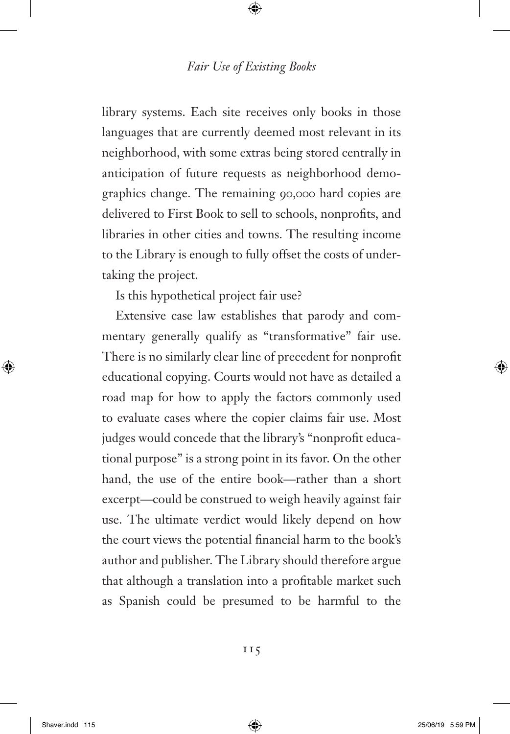library systems. Each site receives only books in those languages that are currently deemed most relevant in its neighborhood, with some extras being stored centrally in anticipation of future requests as neighborhood demographics change. The remaining 90,000 hard copies are delivered to First Book to sell to schools, nonprofits, and libraries in other cities and towns. The resulting income to the Library is enough to fully offset the costs of undertaking the project.

Is this hypothetical project fair use?

Extensive case law establishes that parody and commentary generally qualify as "transformative" fair use. There is no similarly clear line of precedent for nonprofit educational copying. Courts would not have as detailed a road map for how to apply the factors commonly used to evaluate cases where the copier claims fair use. Most judges would concede that the library's "nonprofit educational purpose" is a strong point in its favor. On the other hand, the use of the entire book—rather than a short excerpt—could be construed to weigh heavily against fair use. The ultimate verdict would likely depend on how the court views the potential financial harm to the book's author and publisher. The Library should therefore argue that although a translation into a profitable market such as Spanish could be presumed to be harmful to the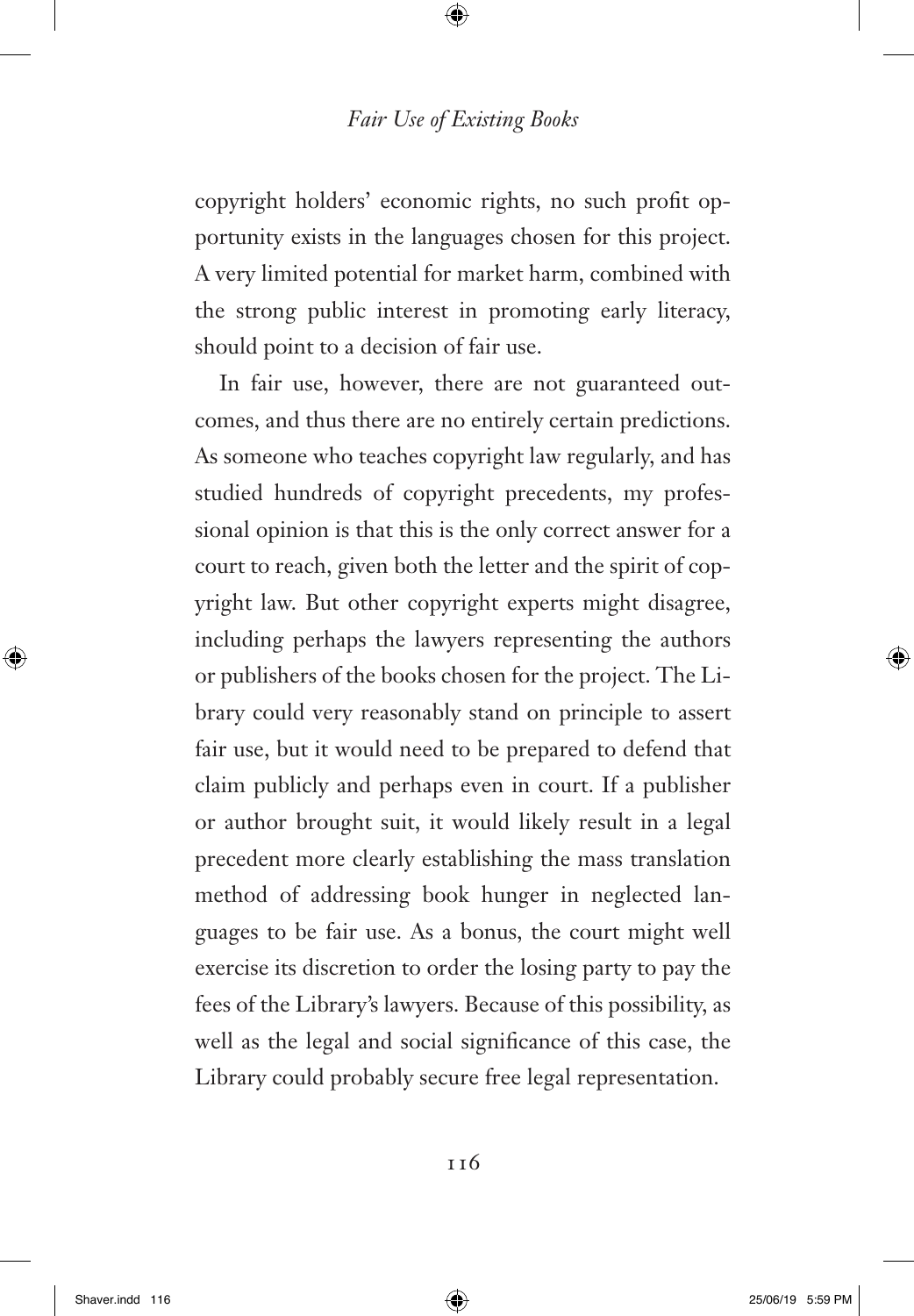copyright holders' economic rights, no such profit opportunity exists in the languages chosen for this project. A very limited potential for market harm, combined with the strong public interest in promoting early literacy, should point to a decision of fair use.

In fair use, however, there are not guaranteed outcomes, and thus there are no entirely certain predictions. As someone who teaches copyright law regularly, and has studied hundreds of copyright precedents, my professional opinion is that this is the only correct answer for a court to reach, given both the letter and the spirit of copyright law. But other copyright experts might disagree, including perhaps the lawyers representing the authors or publishers of the books chosen for the project. The Library could very reasonably stand on principle to assert fair use, but it would need to be prepared to defend that claim publicly and perhaps even in court. If a publisher or author brought suit, it would likely result in a legal precedent more clearly establishing the mass translation method of addressing book hunger in neglected languages to be fair use. As a bonus, the court might well exercise its discretion to order the losing party to pay the fees of the Library's lawyers. Because of this possibility, as well as the legal and social significance of this case, the Library could probably secure free legal representation.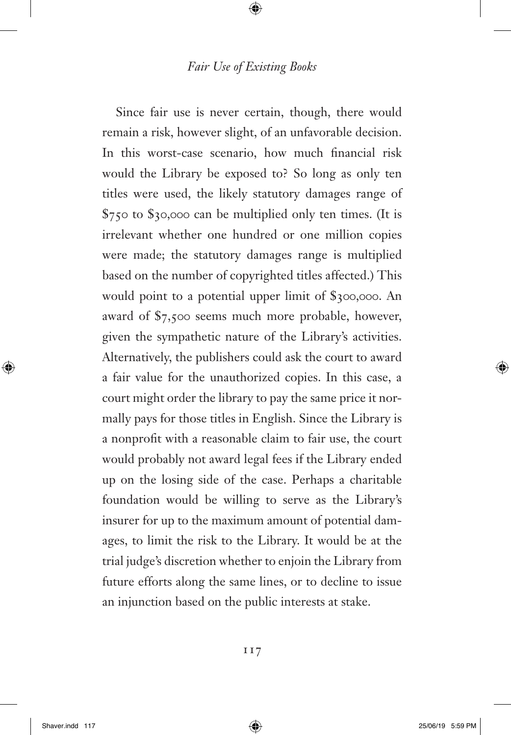Since fair use is never certain, though, there would remain a risk, however slight, of an unfavorable decision. In this worst-case scenario, how much financial risk would the Library be exposed to? So long as only ten titles were used, the likely statutory damages range of $750 to $30,000 can be multiplied only ten times. (It is irrelevant whether one hundred or one million copies were made; the statutory damages range is multiplied based on the number of copyrighted titles affected.) This would point to a potential upper limit of $300,000. An award of $7,500 seems much more probable, however, given the sympathetic nature of the Library's activities. Alternatively, the publishers could ask the court to award a fair value for the unauthorized copies. In this case, a court might order the library to pay the same price it normally pays for those titles in English. Since the Library is a nonprofit with a reasonable claim to fair use, the court would probably not award legal fees if the Library ended up on the losing side of the case. Perhaps a charitable foundation would be willing to serve as the Library's insurer for up to the maximum amount of potential damages, to limit the risk to the Library. It would be at the trial judge's discretion whether to enjoin the Library from future efforts along the same lines, or to decline to issue an injunction based on the public interests at stake.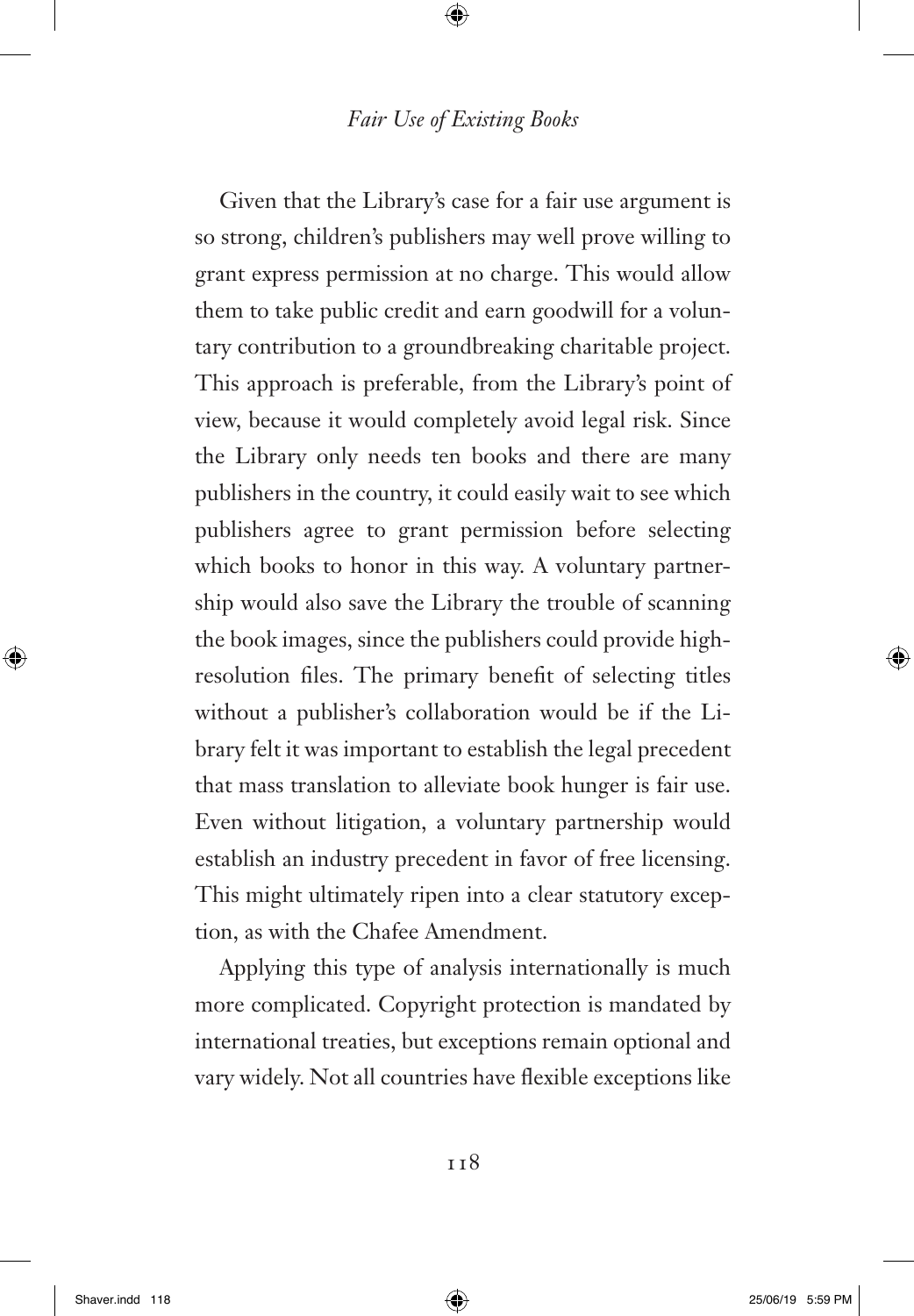Given that the Library's case for a fair use argument is so strong, children's publishers may well prove willing to grant express permission at no charge. This would allow them to take public credit and earn goodwill for a voluntary contribution to a groundbreaking charitable project. This approach is preferable, from the Library's point of view, because it would completely avoid legal risk. Since the Library only needs ten books and there are many publishers in the country, it could easily wait to see which publishers agree to grant permission before selecting which books to honor in this way. A voluntary partnership would also save the Library the trouble of scanning the book images, since the publishers could provide high-resolution files. The primary benefit of selecting titles without a publisher's collaboration would be if the Library felt it was important to establish the legal precedent that mass translation to alleviate book hunger is fair use. Even without litigation, a voluntary partnership would establish an industry precedent in favor of free licensing. This might ultimately ripen into a clear statutory exception, as with the Chafee Amendment.

Applying this type of analysis internationally is much more complicated. Copyright protection is mandated by international treaties, but exceptions remain optional and vary widely. Not all countries have flexible exceptions like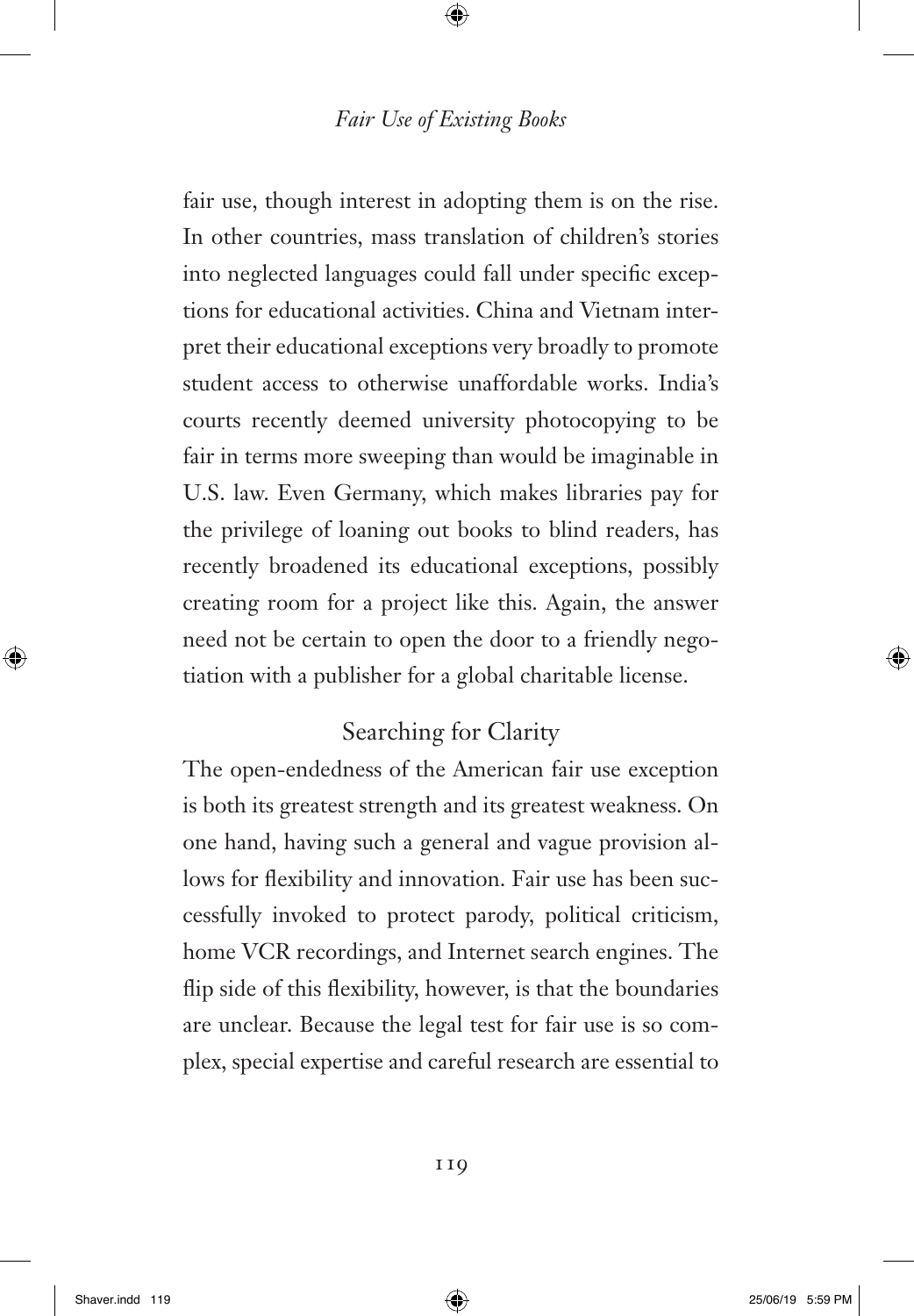fair use, though interest in adopting them is on the rise. In other countries, mass translation of children's stories into neglected languages could fall under specific exceptions for educational activities. China and Vietnam interpret their educational exceptions very broadly to promote student access to otherwise unaffordable works. India's courts recently deemed university photocopying to be fair in terms more sweeping than would be imaginable in U.S. law. Even Germany, which makes libraries pay for the privilege of loaning out books to blind readers, has recently broadened its educational exceptions, possibly creating room for a project like this. Again, the answer need not be certain to open the door to a friendly negotiation with a publisher for a global charitable license.

## Searching for Clarity

The open-endedness of the American fair use exception is both its greatest strength and its greatest weakness. On one hand, having such a general and vague provision allows for flexibility and innovation. Fair use has been successfully invoked to protect parody, political criticism, home VCR recordings, and Internet search engines. The flip side of this flexibility, however, is that the boundaries are unclear. Because the legal test for fair use is so complex, special expertise and careful research are essential to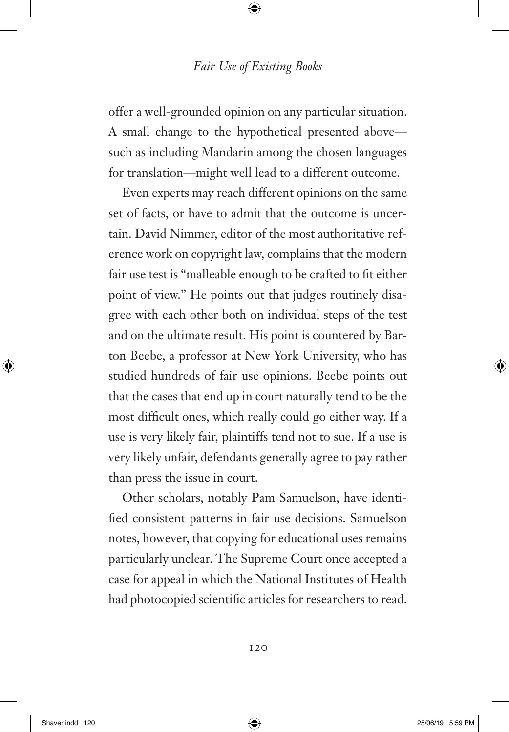offer a well-grounded opinion on any particular situation. A small change to the hypothetical presented above—such as including Mandarin among the chosen languages for translation—might well lead to a different outcome.

Even experts may reach different opinions on the same set of facts, or have to admit that the outcome is uncertain. David Nimmer, editor of the most authoritative reference work on copyright law, complains that the modern fair use test is "malleable enough to be crafted to fit either point of view." He points out that judges routinely disagree with each other both on individual steps of the test and on the ultimate result. His point is countered by Barton Beebe, a professor at New York University, who has studied hundreds of fair use opinions. Beebe points out that the cases that end up in court naturally tend to be the most difficult ones, which really could go either way. If a use is very likely fair, plaintiffs tend not to sue. If a use is very likely unfair, defendants generally agree to pay rather than press the issue in court.

Other scholars, notably Pam Samuelson, have identified consistent patterns in fair use decisions. Samuelson notes, however, that copying for educational uses remains particularly unclear. The Supreme Court once accepted a case for appeal in which the National Institutes of Health had photocopied scientific articles for researchers to read.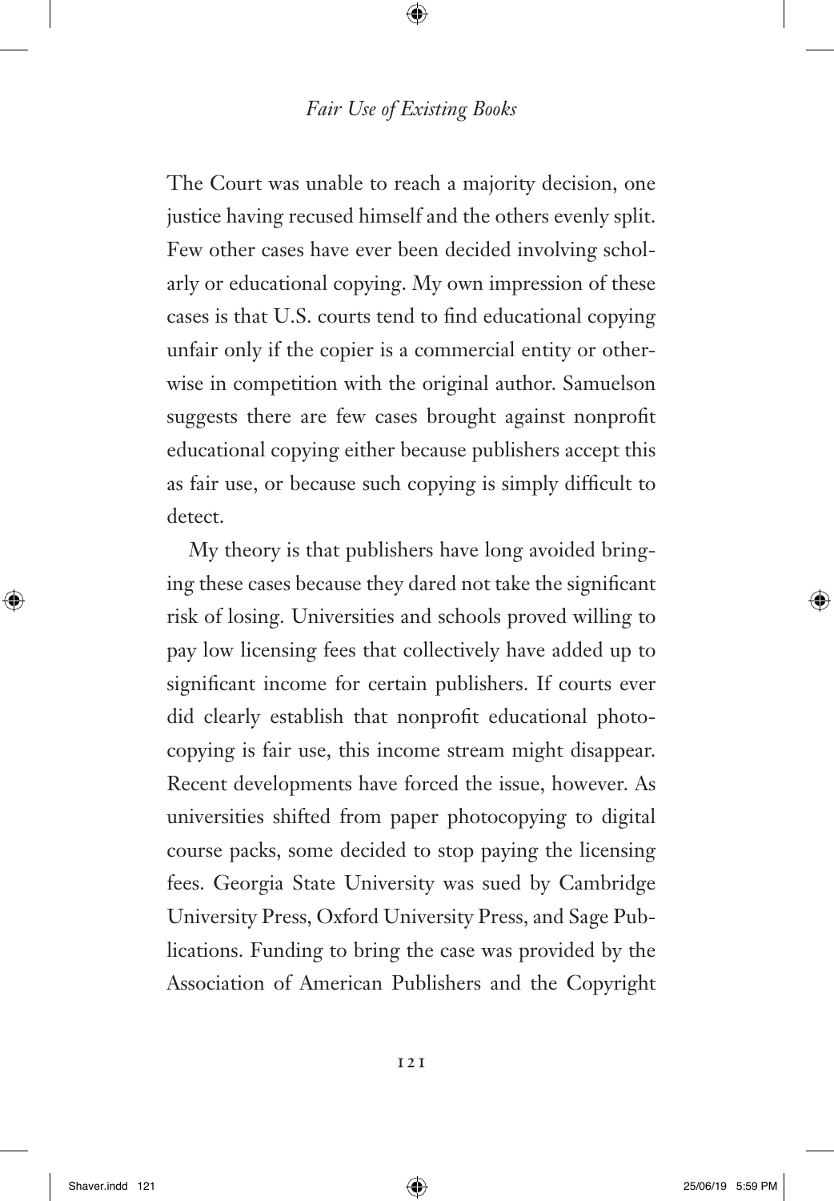The Court was unable to reach a majority decision, one justice having recused himself and the others evenly split. Few other cases have ever been decided involving scholarly or educational copying. My own impression of these cases is that U.S. courts tend to find educational copying unfair only if the copier is a commercial entity or otherwise in competition with the original author. Samuelson suggests there are few cases brought against nonprofit educational copying either because publishers accept this as fair use, or because such copying is simply difficult to detect.

My theory is that publishers have long avoided bringing these cases because they dared not take the significant risk of losing. Universities and schools proved willing to pay low licensing fees that collectively have added up to significant income for certain publishers. If courts ever did clearly establish that nonprofit educational photocopying is fair use, this income stream might disappear. Recent developments have forced the issue, however. As universities shifted from paper photocopying to digital course packs, some decided to stop paying the licensing fees. Georgia State University was sued by Cambridge University Press, Oxford University Press, and Sage Publications. Funding to bring the case was provided by the Association of American Publishers and the Copyright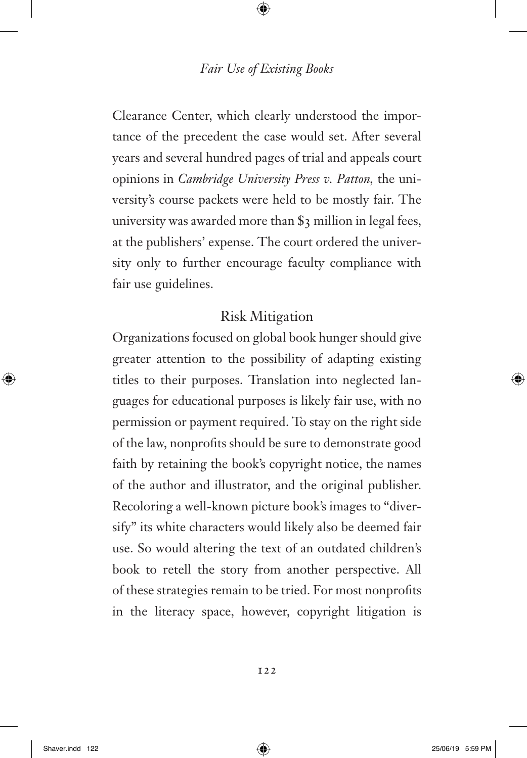Clearance Center, which clearly understood the importance of the precedent the case would set. After several years and several hundred pages of trial and appeals court opinions in *Cambridge University Press v. Patton*, the university's course packets were held to be mostly fair. The university was awarded more than $3 million in legal fees, at the publishers' expense. The court ordered the university only to further encourage faculty compliance with fair use guidelines.

## Risk Mitigation

Organizations focused on global book hunger should give greater attention to the possibility of adapting existing titles to their purposes. Translation into neglected languages for educational purposes is likely fair use, with no permission or payment required. To stay on the right side of the law, nonprofits should be sure to demonstrate good faith by retaining the book's copyright notice, the names of the author and illustrator, and the original publisher. Recoloring a well-known picture book's images to "diversify" its white characters would likely also be deemed fair use. So would altering the text of an outdated children's book to retell the story from another perspective. All of these strategies remain to be tried. For most nonprofits in the literacy space, however, copyright litigation is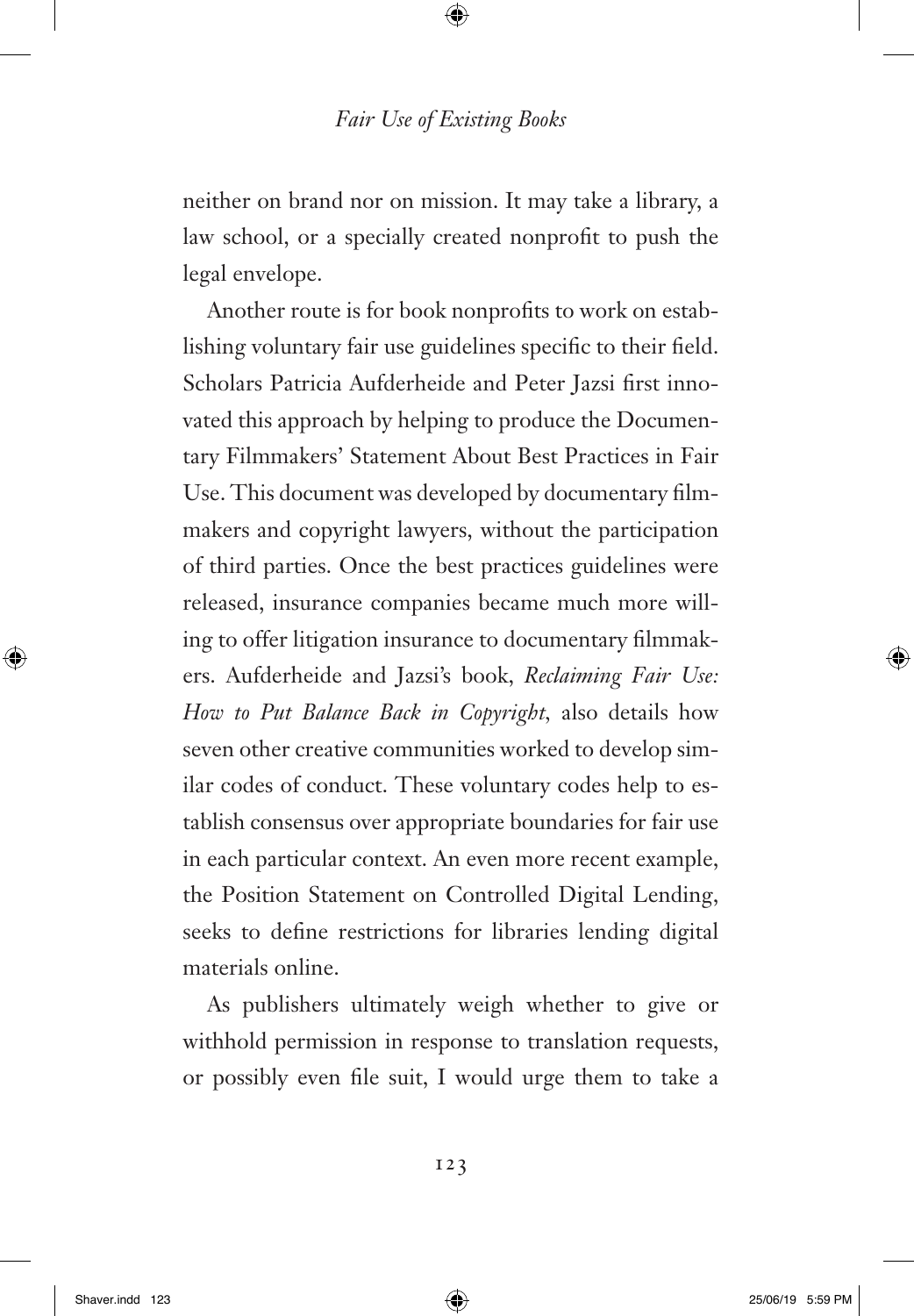neither on brand nor on mission. It may take a library, a law school, or a specially created nonprofit to push the legal envelope.

Another route is for book nonprofits to work on establishing voluntary fair use guidelines specific to their field. Scholars Patricia Aufderheide and Peter Jazsi first innovated this approach by helping to produce the Documentary Filmmakers' Statement About Best Practices in Fair Use. This document was developed by documentary filmmakers and copyright lawyers, without the participation of third parties. Once the best practices guidelines were released, insurance companies became much more willing to offer litigation insurance to documentary filmmakers. Aufderheide and Jazsi's book, *Reclaiming Fair Use: How to Put Balance Back in Copyright*, also details how seven other creative communities worked to develop similar codes of conduct. These voluntary codes help to establish consensus over appropriate boundaries for fair use in each particular context. An even more recent example, the Position Statement on Controlled Digital Lending, seeks to define restrictions for libraries lending digital materials online.

As publishers ultimately weigh whether to give or withhold permission in response to translation requests, or possibly even file suit, I would urge them to take a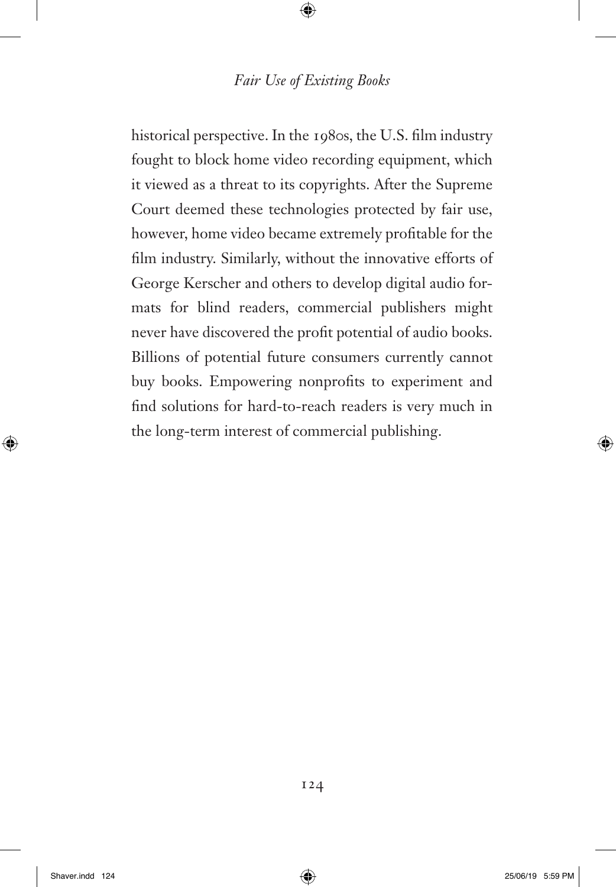historical perspective. In the 1980s, the U.S. film industry fought to block home video recording equipment, which it viewed as a threat to its copyrights. After the Supreme Court deemed these technologies protected by fair use, however, home video became extremely profitable for the film industry. Similarly, without the innovative efforts of George Kerscher and others to develop digital audio formats for blind readers, commercial publishers might never have discovered the profit potential of audio books. Billions of potential future consumers currently cannot buy books. Empowering nonprofits to experiment and find solutions for hard-to-reach readers is very much in the long-term interest of commercial publishing.